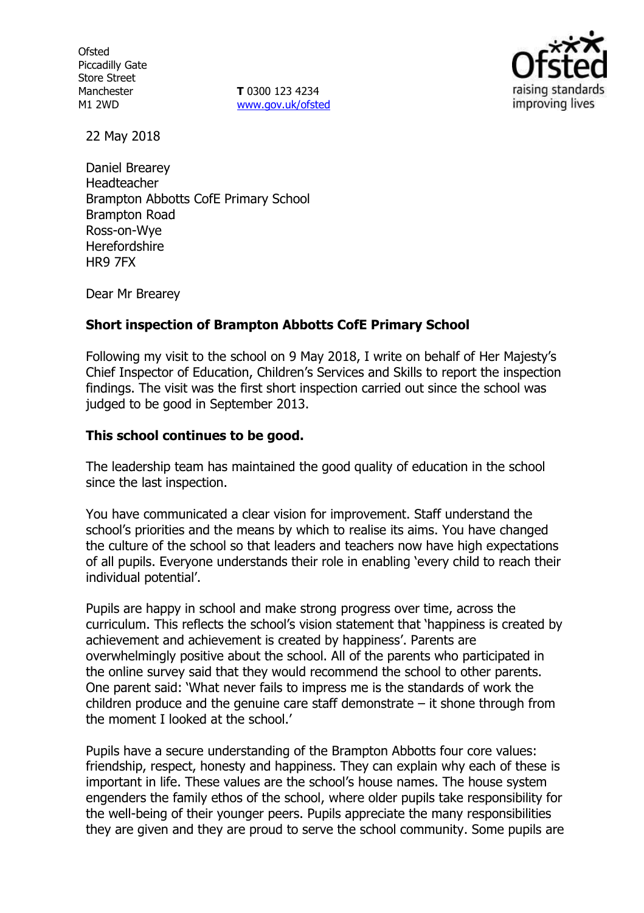Ofsted
Piccadilly Gate
Store Street
Manchester
M1 2WD

**T** 0300 123 4234
www.gov.uk/ofsted

22 May 2018

Daniel Brearey
Headteacher
Brampton Abbotts CofE Primary School
Brampton Road
Ross-on-Wye
Herefordshire
HR9 7FX

Dear Mr Brearey

**Short inspection of Brampton Abbotts CofE Primary School**

Following my visit to the school on 9 May 2018, I write on behalf of Her Majesty's Chief Inspector of Education, Children's Services and Skills to report the inspection findings. The visit was the first short inspection carried out since the school was judged to be good in September 2013.

**This school continues to be good.**

The leadership team has maintained the good quality of education in the school since the last inspection.

You have communicated a clear vision for improvement. Staff understand the school's priorities and the means by which to realise its aims. You have changed the culture of the school so that leaders and teachers now have high expectations of all pupils. Everyone understands their role in enabling 'every child to reach their individual potential'.

Pupils are happy in school and make strong progress over time, across the curriculum. This reflects the school's vision statement that 'happiness is created by achievement and achievement is created by happiness'. Parents are overwhelmingly positive about the school. All of the parents who participated in the online survey said that they would recommend the school to other parents. One parent said: 'What never fails to impress me is the standards of work the children produce and the genuine care staff demonstrate – it shone through from the moment I looked at the school.'

Pupils have a secure understanding of the Brampton Abbotts four core values: friendship, respect, honesty and happiness. They can explain why each of these is important in life. These values are the school's house names. The house system engenders the family ethos of the school, where older pupils take responsibility for the well-being of their younger peers. Pupils appreciate the many responsibilities they are given and they are proud to serve the school community. Some pupils are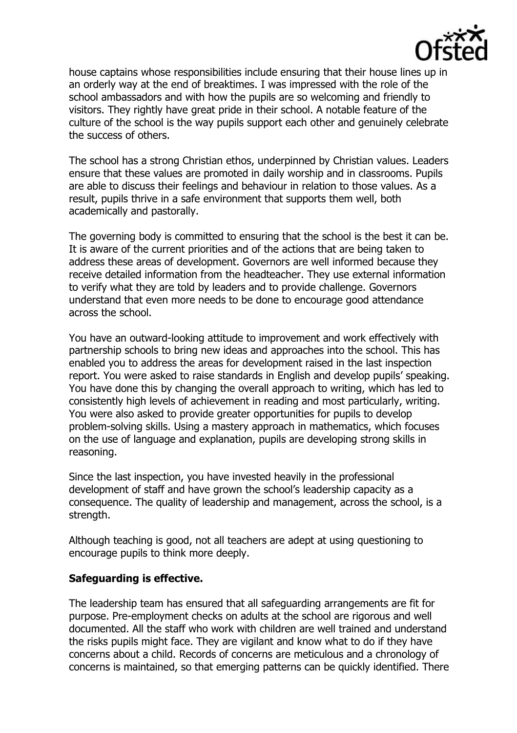house captains whose responsibilities include ensuring that their house lines up in an orderly way at the end of breaktimes. I was impressed with the role of the school ambassadors and with how the pupils are so welcoming and friendly to visitors. They rightly have great pride in their school. A notable feature of the culture of the school is the way pupils support each other and genuinely celebrate the success of others.

The school has a strong Christian ethos, underpinned by Christian values. Leaders ensure that these values are promoted in daily worship and in classrooms. Pupils are able to discuss their feelings and behaviour in relation to those values. As a result, pupils thrive in a safe environment that supports them well, both academically and pastorally.

The governing body is committed to ensuring that the school is the best it can be. It is aware of the current priorities and of the actions that are being taken to address these areas of development. Governors are well informed because they receive detailed information from the headteacher. They use external information to verify what they are told by leaders and to provide challenge. Governors understand that even more needs to be done to encourage good attendance across the school.

You have an outward-looking attitude to improvement and work effectively with partnership schools to bring new ideas and approaches into the school. This has enabled you to address the areas for development raised in the last inspection report. You were asked to raise standards in English and develop pupils' speaking. You have done this by changing the overall approach to writing, which has led to consistently high levels of achievement in reading and most particularly, writing. You were also asked to provide greater opportunities for pupils to develop problem-solving skills. Using a mastery approach in mathematics, which focuses on the use of language and explanation, pupils are developing strong skills in reasoning.

Since the last inspection, you have invested heavily in the professional development of staff and have grown the school's leadership capacity as a consequence. The quality of leadership and management, across the school, is a strength.

Although teaching is good, not all teachers are adept at using questioning to encourage pupils to think more deeply.

**Safeguarding is effective.**

The leadership team has ensured that all safeguarding arrangements are fit for purpose. Pre-employment checks on adults at the school are rigorous and well documented. All the staff who work with children are well trained and understand the risks pupils might face. They are vigilant and know what to do if they have concerns about a child. Records of concerns are meticulous and a chronology of concerns is maintained, so that emerging patterns can be quickly identified. There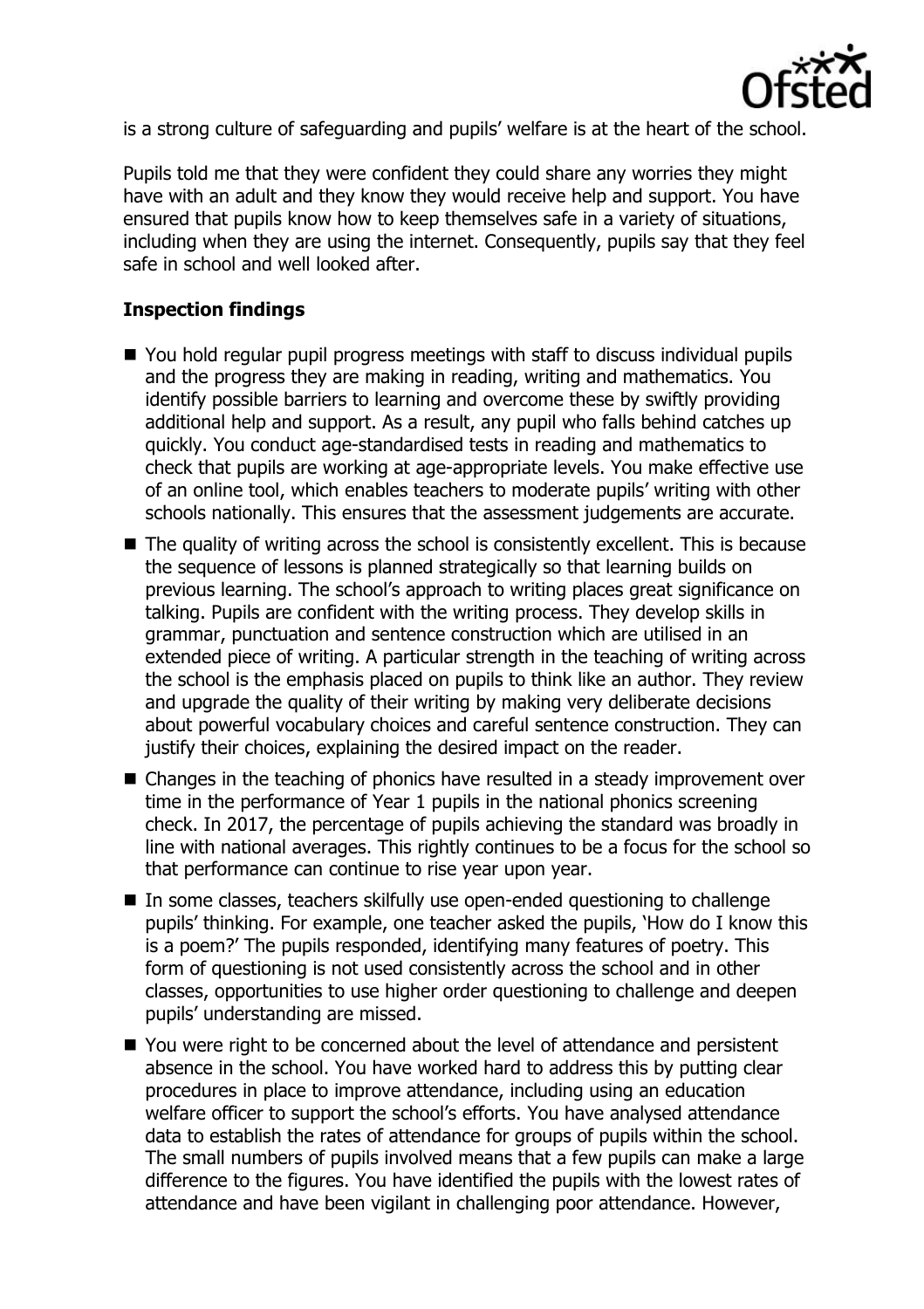is a strong culture of safeguarding and pupils' welfare is at the heart of the school.

Pupils told me that they were confident they could share any worries they might have with an adult and they know they would receive help and support. You have ensured that pupils know how to keep themselves safe in a variety of situations, including when they are using the internet. Consequently, pupils say that they feel safe in school and well looked after.

## Inspection findings

- You hold regular pupil progress meetings with staff to discuss individual pupils and the progress they are making in reading, writing and mathematics. You identify possible barriers to learning and overcome these by swiftly providing additional help and support. As a result, any pupil who falls behind catches up quickly. You conduct age-standardised tests in reading and mathematics to check that pupils are working at age-appropriate levels. You make effective use of an online tool, which enables teachers to moderate pupils' writing with other schools nationally. This ensures that the assessment judgements are accurate.
- The quality of writing across the school is consistently excellent. This is because the sequence of lessons is planned strategically so that learning builds on previous learning. The school's approach to writing places great significance on talking. Pupils are confident with the writing process. They develop skills in grammar, punctuation and sentence construction which are utilised in an extended piece of writing. A particular strength in the teaching of writing across the school is the emphasis placed on pupils to think like an author. They review and upgrade the quality of their writing by making very deliberate decisions about powerful vocabulary choices and careful sentence construction. They can justify their choices, explaining the desired impact on the reader.
- Changes in the teaching of phonics have resulted in a steady improvement over time in the performance of Year 1 pupils in the national phonics screening check. In 2017, the percentage of pupils achieving the standard was broadly in line with national averages. This rightly continues to be a focus for the school so that performance can continue to rise year upon year.
- In some classes, teachers skilfully use open-ended questioning to challenge pupils' thinking. For example, one teacher asked the pupils, 'How do I know this is a poem?' The pupils responded, identifying many features of poetry. This form of questioning is not used consistently across the school and in other classes, opportunities to use higher order questioning to challenge and deepen pupils' understanding are missed.
- You were right to be concerned about the level of attendance and persistent absence in the school. You have worked hard to address this by putting clear procedures in place to improve attendance, including using an education welfare officer to support the school's efforts. You have analysed attendance data to establish the rates of attendance for groups of pupils within the school. The small numbers of pupils involved means that a few pupils can make a large difference to the figures. You have identified the pupils with the lowest rates of attendance and have been vigilant in challenging poor attendance. However,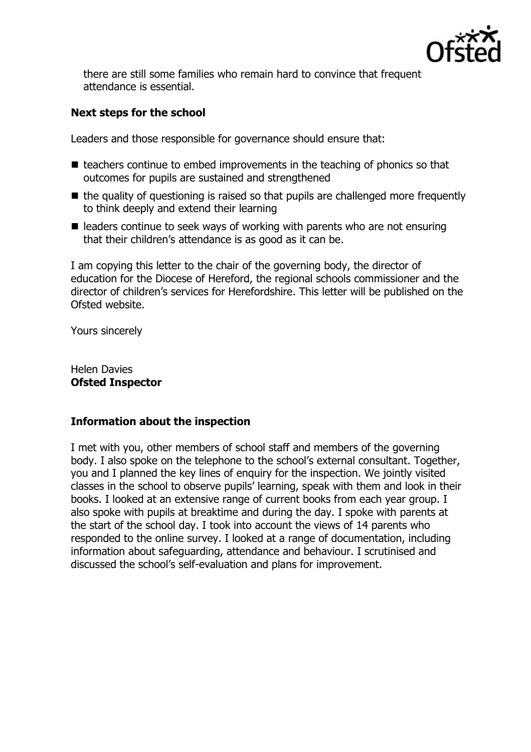there are still some families who remain hard to convince that frequent attendance is essential.

### Next steps for the school

Leaders and those responsible for governance should ensure that:

- teachers continue to embed improvements in the teaching of phonics so that outcomes for pupils are sustained and strengthened
- the quality of questioning is raised so that pupils are challenged more frequently to think deeply and extend their learning
- leaders continue to seek ways of working with parents who are not ensuring that their children's attendance is as good as it can be.

I am copying this letter to the chair of the governing body, the director of education for the Diocese of Hereford, the regional schools commissioner and the director of children's services for Herefordshire. This letter will be published on the Ofsted website.

Yours sincerely

Helen Davies
**Ofsted Inspector**

### Information about the inspection

I met with you, other members of school staff and members of the governing body. I also spoke on the telephone to the school's external consultant. Together, you and I planned the key lines of enquiry for the inspection. We jointly visited classes in the school to observe pupils' learning, speak with them and look in their books. I looked at an extensive range of current books from each year group. I also spoke with pupils at breaktime and during the day. I spoke with parents at the start of the school day. I took into account the views of 14 parents who responded to the online survey. I looked at a range of documentation, including information about safeguarding, attendance and behaviour. I scrutinised and discussed the school's self-evaluation and plans for improvement.